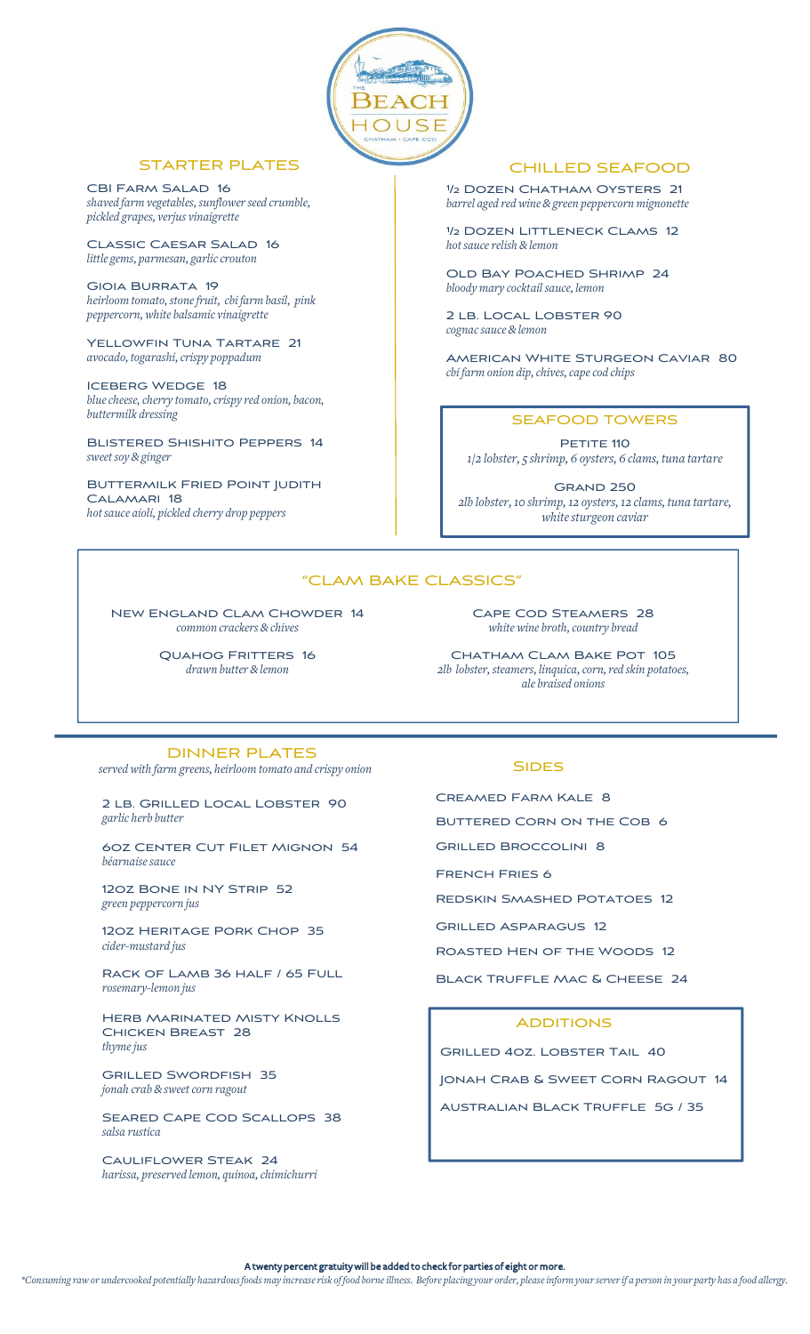# The Beach House
Chatham · Cape Cod

## Starter Plates

**CBI Farm Salad 16**
*shaved farm vegetables, sunflower seed crumble, pickled grapes, verjus vinaigrette*

**Classic Caesar Salad 16**
*little gems, parmesan, garlic crouton*

**Gioia Burrata 19**
*heirloom tomato, stone fruit, cbi farm basil, pink peppercorn, white balsamic vinaigrette*

**Yellowfin Tuna Tartare 21**
*avocado, togarashi, crispy poppadum*

**Iceberg Wedge 18**
*blue cheese, cherry tomato, crispy red onion, bacon, buttermilk dressing*

**Blistered Shishito Peppers 14**
*sweet soy & ginger*

**Buttermilk Fried Point Judith Calamari 18**
*hot sauce aioli, pickled cherry drop peppers*

## Chilled Seafood

**½ Dozen Chatham Oysters 21**
*barrel aged red wine & green peppercorn mignonette*

**½ Dozen Littleneck Clams 12**
*hot sauce relish & lemon*

**Old Bay Poached Shrimp 24**
*bloody mary cocktail sauce, lemon*

**2 lb. Local Lobster 90**
*cognac sauce & lemon*

**American White Sturgeon Caviar 80**
*cbi farm onion dip, chives, cape cod chips*

## Seafood Towers

**Petite 110**
*1/2 lobster, 5 shrimp, 6 oysters, 6 clams, tuna tartare*

**Grand 250**
*2lb lobster, 10 shrimp, 12 oysters, 12 clams, tuna tartare, white sturgeon caviar*

## "Clam Bake Classics"

**New England Clam Chowder 14**
*common crackers & chives*

**Quahog Fritters 16**
*drawn butter & lemon*

**Cape Cod Steamers 28**
*white wine broth, country bread*

**Chatham Clam Bake Pot 105**
*2lb lobster, steamers, linquica, corn, red skin potatoes, ale braised onions*

## Dinner Plates

*served with farm greens, heirloom tomato and crispy onion*

**2 lb. Grilled Local Lobster 90**
*garlic herb butter*

**6oz Center Cut Filet Mignon 54**
*béarnaise sauce*

**12oz Bone in NY Strip 52**
*green peppercorn jus*

**12oz Heritage Pork Chop 35**
*cider-mustard jus*

**Rack of Lamb 36 Half / 65 Full**
*rosemary-lemon jus*

**Herb Marinated Misty Knolls Chicken Breast 28**
*thyme jus*

**Grilled Swordfish 35**
*jonah crab & sweet corn ragout*

**Seared Cape Cod Scallops 38**
*salsa rustica*

**Cauliflower Steak 24**
*harissa, preserved lemon, quinoa, chimichurri*

## Sides

Creamed Farm Kale 8

Buttered Corn on the Cob 6

Grilled Broccolini 8

French Fries 6

Redskin Smashed Potatoes 12

Grilled Asparagus 12

Roasted Hen of the Woods 12

Black Truffle Mac & Cheese 24

## Additions

Grilled 4oz. Lobster Tail 40

Jonah Crab & Sweet Corn Ragout 14

Australian Black Truffle 5g / 35

**A twenty percent gratuity will be added to check for parties of eight or more.**

*\*Consuming raw or undercooked potentially hazardous foods may increase risk of food borne illness. Before placing your order, please inform your server if a person in your party has a food allergy.*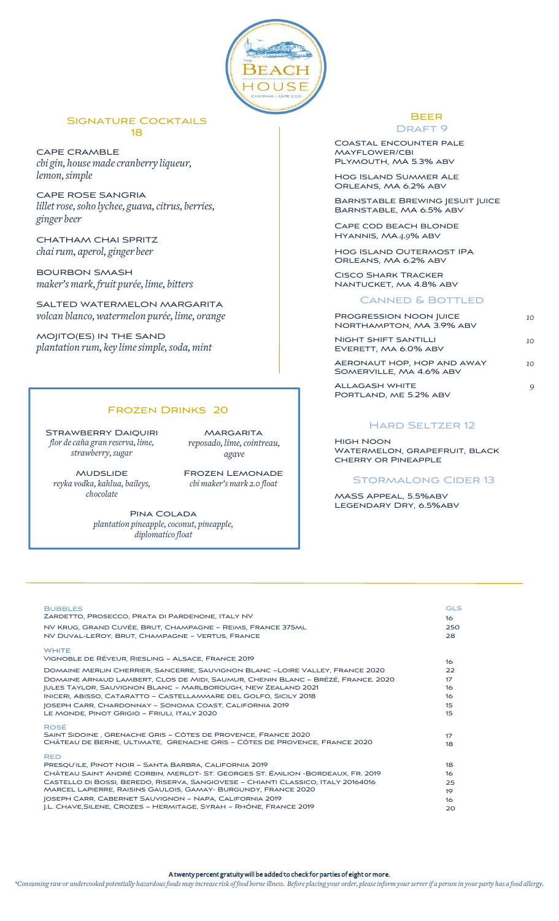THE BEACH HOUSE
CHATHAM · CAPE COD

## Signature Cocktails
18

CAPE CRAMBLE
*cbi gin, house made cranberry liqueur, lemon, simple*

CAPE ROSE SANGRIA
*lillet rose, soho lychee, guava, citrus, berries, ginger beer*

CHATHAM CHAI SPRITZ
*chai rum, aperol, ginger beer*

BOURBON SMASH
*maker's mark, fruit purée, lime, bitters*

SALTED WATERMELON MARGARITA
*volcan blanco, watermelon purée, lime, orange*

MOJITO(ES) IN THE SAND
*plantation rum, key lime simple, soda, mint*

## Frozen Drinks 20

Strawberry Daiquiri
*flor de caña gran reserva, lime, strawberry, sugar*

Margarita
*reposado, lime, cointreau, agave*

Mudslide
*reyka vodka, kahlua, baileys, chocolate*

Frozen Lemonade
*cbi maker's mark 2.0 float*

Pina Colada
*plantation pineapple, coconut, pineapple, diplomatico float*

## Beer

### Draft 9

Coastal Encounter Pale
Mayflower/CBI
Plymouth, MA 5.3% ABV

Hog Island Summer Ale
Orleans, MA 6.2% ABV

Barnstable Brewing Jesuit Juice
Barnstable, MA 6.5% ABV

Cape Cod Beach Blonde
Hyannis, MA 4.9% ABV

Hog Island Outermost IPA
Orleans, MA 6.2% ABV

Cisco Shark Tracker
Nantucket, MA 4.8% ABV

### Canned & Bottled

| | |
|---|---|
| Progression Noon Juice<br>Northampton, MA 3.9% ABV | 10 |
| Night Shift Santilli<br>Everett, MA 6.0% ABV | 10 |
| Aeronaut Hop, Hop and Away<br>Somerville, MA 4.6% ABV | 10 |
| Allagash White<br>Portland, ME 5.2% ABV | 9 |

### Hard Seltzer 12

High Noon
Watermelon, Grapefruit, Black Cherry or Pineapple

### Stormalong Cider 13

Mass Appeal, 5.5%ABV
Legendary Dry, 6.5%ABV

| | GLS |
|---|---|
| **Bubbles** | |
| Zardetto, Prosecco, Prata di Pardenone, Italy NV | 16 |
| NV Krug, Grand Cuvée, Brut, Champagne – Reims, France 375ml | 250 |
| NV Duval-Leroy, Brut, Champagne – Vertus, France | 28 |
| **White** | |
| Vignoble de Rêveur, Riesling – Alsace, France 2019 | 16 |
| Domaine Merlin Cherrier, Sancerre, Sauvignon Blanc –Loire Valley, France 2020 | 22 |
| Domaine Arnaud Lambert, Clos de Midi, Saumur, Chenin Blanc – Brézé, France. 2020 | 17 |
| Jules Taylor, Sauvignon Blanc – Marlborough, New Zealand 2021 | 16 |
| Iniceri, Abisso, Cataratto – Castellammare del Golfo, Sicily 2018 | 16 |
| Joseph Carr, Chardonnay – Sonoma Coast, California 2019 | 15 |
| Le Monde, Pinot Grigio – Friuli, Italy 2020 | 15 |
| **Rosé** | |
| Saint Sidoine , Grenache Gris – Côtes de Provence, France 2020 | 17 |
| Château de Berne, Ultimate, Grenache Gris – Côtes de Provence, France 2020 | 18 |
| **Red** | |
| Presqu'ile, Pinot Noir – Santa Barbra, California 2019 | 18 |
| Château Saint André Corbin, Merlot- St. Georges St. Émilion -Bordeaux, Fr. 2019 | 16 |
| Castello di Bossi, Beredo, Riserva, Sangiovese – Chianti Classico, Italy 20164016 | 25 |
| Marcel Lapierre, Raisins Gaulois, Gamay- Burgundy, France 2020 | 19 |
| Joseph Carr, Cabernet Sauvignon – Napa, California 2019 | 16 |
| J.L. Chave,Silene, Crozes – Hermitage, Syrah – Rhône, France 2019 | 20 |

**A twenty percent gratuity will be added to check for parties of eight or more.**

*\*Consuming raw or undercooked potentially hazardous foods may increase risk of food borne illness. Before placing your order, please inform your server if a person in your party has a food allergy.*